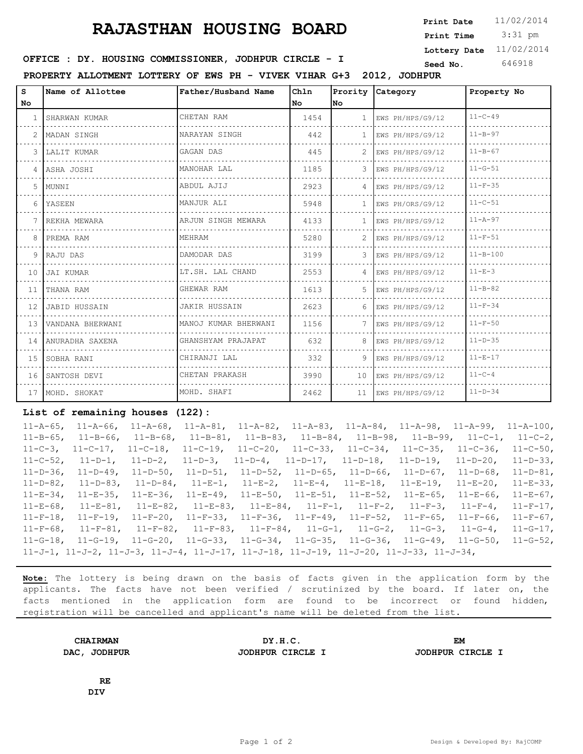# RAJASTHAN HOUSING BOARD

**Print Date** 11/02/2014
**Print Time** 3:31 pm
**Lottery Date** 11/02/2014
**Seed No.** 646918

**OFFICE : DY. HOUSING COMMISSIONER, JODHPUR CIRCLE - I**

**PROPERTY ALLOTMENT LOTTERY OF EWS PH - VIVEK VIHAR G+3 2012, JODHPUR**

| S No | Name of Allottee | Father/Husband Name | Chln No | Prority No | Category | Property No |
|---|---|---|---|---|---|---|
| 1 | SHARWAN KUMAR | CHETAN RAM | 1454 | 1 | EWS PH/HPS/G9/12 | 11-C-49 |
| 2 | MADAN SINGH | NARAYAN SINGH | 442 | 1 | EWS PH/HPS/G9/12 | 11-B-97 |
| 3 | LALIT KUMAR | GAGAN DAS | 445 | 2 | EWS PH/HPS/G9/12 | 11-B-67 |
| 4 | ASHA JOSHI | MANOHAR LAL | 1185 | 3 | EWS PH/HPS/G9/12 | 11-G-51 |
| 5 | MUNNI | ABDUL AJIJ | 2923 | 4 | EWS PH/HPS/G9/12 | 11-F-35 |
| 6 | YASEEN | MANJUR ALI | 5948 | 1 | EWS PH/ORS/G9/12 | 11-C-51 |
| 7 | REKHA MEWARA | ARJUN SINGH MEWARA | 4133 | 1 | EWS PH/HPS/G9/12 | 11-A-97 |
| 8 | PREMA RAM | MEHRAM | 5280 | 2 | EWS PH/HPS/G9/12 | 11-F-51 |
| 9 | RAJU DAS | DAMODAR DAS | 3199 | 3 | EWS PH/HPS/G9/12 | 11-B-100 |
| 10 | JAI KUMAR | LT.SH. LAL CHAND | 2553 | 4 | EWS PH/HPS/G9/12 | 11-E-3 |
| 11 | THANA RAM | GHEWAR RAM | 1613 | 5 | EWS PH/HPS/G9/12 | 11-B-82 |
| 12 | JABID HUSSAIN | JAKIR HUSSAIN | 2623 | 6 | EWS PH/HPS/G9/12 | 11-F-34 |
| 13 | VANDANA BHERWANI | MANOJ KUMAR BHERWANI | 1156 | 7 | EWS PH/HPS/G9/12 | 11-F-50 |
| 14 | ANURADHA SAXENA | GHANSHYAM PRAJAPAT | 632 | 8 | EWS PH/HPS/G9/12 | 11-D-35 |
| 15 | SOBHA RANI | CHIRANJI LAL | 332 | 9 | EWS PH/HPS/G9/12 | 11-E-17 |
| 16 | SANTOSH DEVI | CHETAN PRAKASH | 3990 | 10 | EWS PH/HPS/G9/12 | 11-C-4 |
| 17 | MOHD. SHOKAT | MOHD. SHAFI | 2462 | 11 | EWS PH/HPS/G9/12 | 11-D-34 |

**List of remaining houses (122):**

11-A-65, 11-A-66, 11-A-68, 11-A-81, 11-A-82, 11-A-83, 11-A-84, 11-A-98, 11-A-99, 11-A-100, 11-B-65, 11-B-66, 11-B-68, 11-B-81, 11-B-83, 11-B-84, 11-B-98, 11-B-99, 11-C-1, 11-C-2, 11-C-3, 11-C-17, 11-C-18, 11-C-19, 11-C-20, 11-C-33, 11-C-34, 11-C-35, 11-C-36, 11-C-50, 11-C-52, 11-D-1, 11-D-2, 11-D-3, 11-D-4, 11-D-17, 11-D-18, 11-D-19, 11-D-20, 11-D-33, 11-D-36, 11-D-49, 11-D-50, 11-D-51, 11-D-52, 11-D-65, 11-D-66, 11-D-67, 11-D-68, 11-D-81, 11-D-82, 11-D-83, 11-D-84, 11-E-1, 11-E-2, 11-E-4, 11-E-18, 11-E-19, 11-E-20, 11-E-33, 11-E-34, 11-E-35, 11-E-36, 11-E-49, 11-E-50, 11-E-51, 11-E-52, 11-E-65, 11-E-66, 11-E-67, 11-E-68, 11-E-81, 11-E-82, 11-E-83, 11-E-84, 11-F-1, 11-F-2, 11-F-3, 11-F-4, 11-F-17, 11-F-18, 11-F-19, 11-F-20, 11-F-33, 11-F-36, 11-F-49, 11-F-52, 11-F-65, 11-F-66, 11-F-67, 11-F-68, 11-F-81, 11-F-82, 11-F-83, 11-F-84, 11-G-1, 11-G-2, 11-G-3, 11-G-4, 11-G-17, 11-G-18, 11-G-19, 11-G-20, 11-G-33, 11-G-34, 11-G-35, 11-G-36, 11-G-49, 11-G-50, 11-G-52, 11-J-1, 11-J-2, 11-J-3, 11-J-4, 11-J-17, 11-J-18, 11-J-19, 11-J-20, 11-J-33, 11-J-34,

**Note:** The lottery is being drawn on the basis of facts given in the application form by the applicants. The facts have not been verified / scrutinized by the board. If later on, the facts mentioned in the application form are found to be incorrect or found hidden, registration will be cancelled and applicant's name will be deleted from the list.

**CHAIRMAN**
**DAC, JODHPUR**

**DY.H.C.**
**JODHPUR CIRCLE I**

**EM**
**JODHPUR CIRCLE I**

**RE**
**DIV**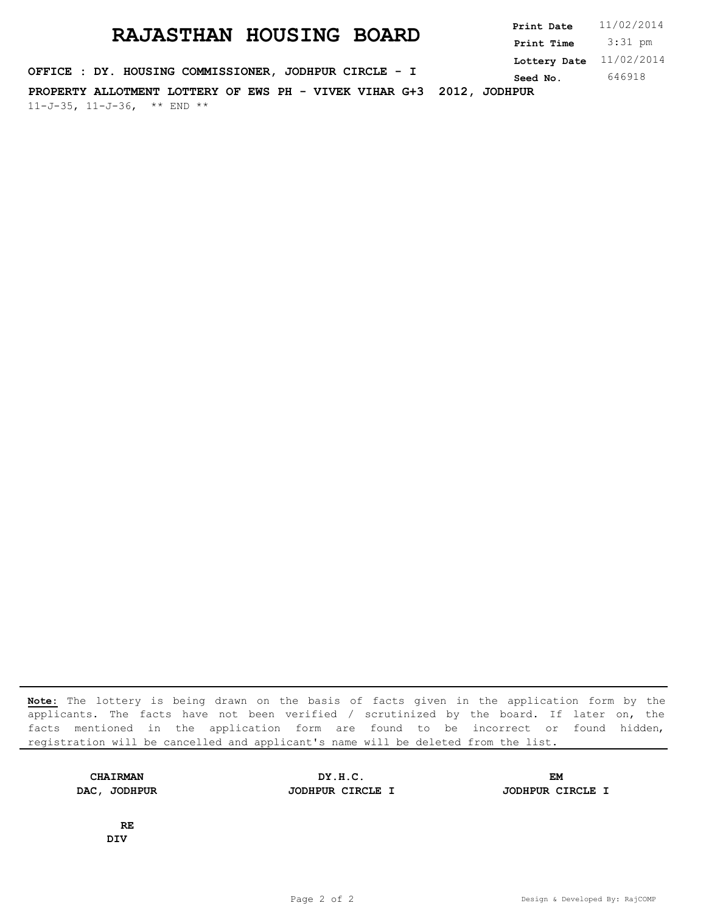# RAJASTHAN HOUSING BOARD

| | |
|---|---|
| **Print Date** | 11/02/2014 |
| **Print Time** | 3:31 pm |
| **Lottery Date** | 11/02/2014 |
| **Seed No.** | 646918 |

**OFFICE : DY. HOUSING COMMISSIONER, JODHPUR CIRCLE - I**

**PROPERTY ALLOTMENT LOTTERY OF EWS PH - VIVEK VIHAR G+3 2012, JODHPUR**

11-J-35, 11-J-36, ** END **

---

**Note:** The lottery is being drawn on the basis of facts given in the application form by the applicants. The facts have not been verified / scrutinized by the board. If later on, the facts mentioned in the application form are found to be incorrect or found hidden, registration will be cancelled and applicant's name will be deleted from the list.

---

| | | |
|---|---|---|
| **CHAIRMAN** | **DY.H.C.** | **EM** |
| **DAC, JODHPUR** | **JODHPUR CIRCLE I** | **JODHPUR CIRCLE I** |

**RE**
**DIV**

Design & Developed By: RajCOMP